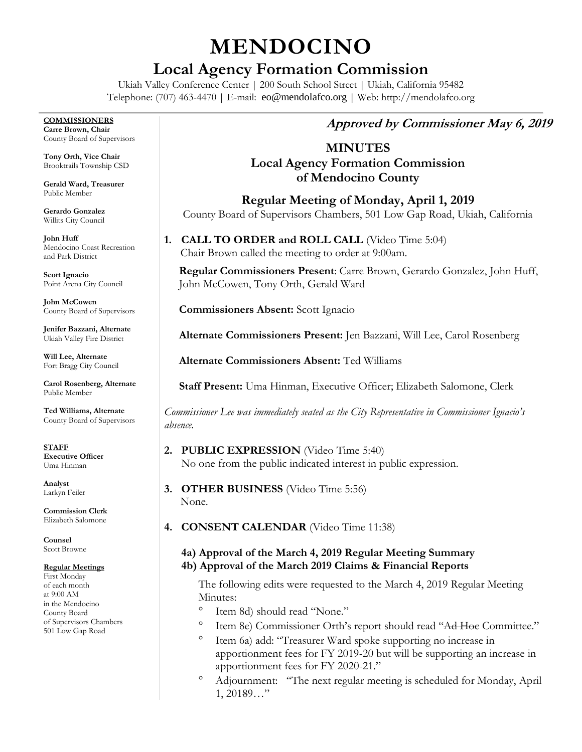# MENDOCINO

## Local Agency Formation Commission

Ukiah Valley Conference Center | 200 South School Street | Ukiah, California 95482
Telephone: (707) 463-4470 | E-mail: eo@mendolafco.org | Web: http://mendolafco.org

**COMMISSIONERS**

**Carre Brown, Chair**
County Board of Supervisors

**Tony Orth, Vice Chair**
Brooktrails Township CSD

**Gerald Ward, Treasurer**
Public Member

**Gerardo Gonzalez**
Willits City Council

**John Huff**
Mendocino Coast Recreation and Park District

**Scott Ignacio**
Point Arena City Council

**John McCowen**
County Board of Supervisors

**Jenifer Bazzani, Alternate**
Ukiah Valley Fire District

**Will Lee, Alternate**
Fort Bragg City Council

**Carol Rosenberg, Alternate**
Public Member

**Ted Williams, Alternate**
County Board of Supervisors

**STAFF**

**Executive Officer**
Uma Hinman

**Analyst**
Larkyn Feiler

**Commission Clerk**
Elizabeth Salomone

**Counsel**
Scott Browne

**Regular Meetings**
First Monday of each month at 9:00 AM in the Mendocino County Board of Supervisors Chambers 501 Low Gap Road

***Approved by Commissioner May 6, 2019***

## MINUTES
## Local Agency Formation Commission of Mendocino County

### Regular Meeting of Monday, April 1, 2019

County Board of Supervisors Chambers, 501 Low Gap Road, Ukiah, California

1. **CALL TO ORDER and ROLL CALL** (Video Time 5:04)
   Chair Brown called the meeting to order at 9:00am.

   **Regular Commissioners Present**: Carre Brown, Gerardo Gonzalez, John Huff, John McCowen, Tony Orth, Gerald Ward

   **Commissioners Absent:** Scott Ignacio

   **Alternate Commissioners Present:** Jen Bazzani, Will Lee, Carol Rosenberg

   **Alternate Commissioners Absent:** Ted Williams

   **Staff Present:** Uma Hinman, Executive Officer; Elizabeth Salomone, Clerk

*Commissioner Lee was immediately seated as the City Representative in Commissioner Ignacio's absence.*

2. **PUBLIC EXPRESSION** (Video Time 5:40)
   No one from the public indicated interest in public expression.

3. **OTHER BUSINESS** (Video Time 5:56)
   None.

4. **CONSENT CALENDAR** (Video Time 11:38)

   **4a) Approval of the March 4, 2019 Regular Meeting Summary**
   **4b) Approval of the March 2019 Claims & Financial Reports**

   The following edits were requested to the March 4, 2019 Regular Meeting Minutes:

   - Item 8d) should read "None."
   - Item 8e) Commissioner Orth's report should read "~~Ad Hoc~~ Committee."
   - Item 6a) add: "Treasurer Ward spoke supporting no increase in apportionment fees for FY 2019-20 but will be supporting an increase in apportionment fees for FY 2020-21."
   - Adjournment: "The next regular meeting is scheduled for Monday, April 1, 201~~8~~9…"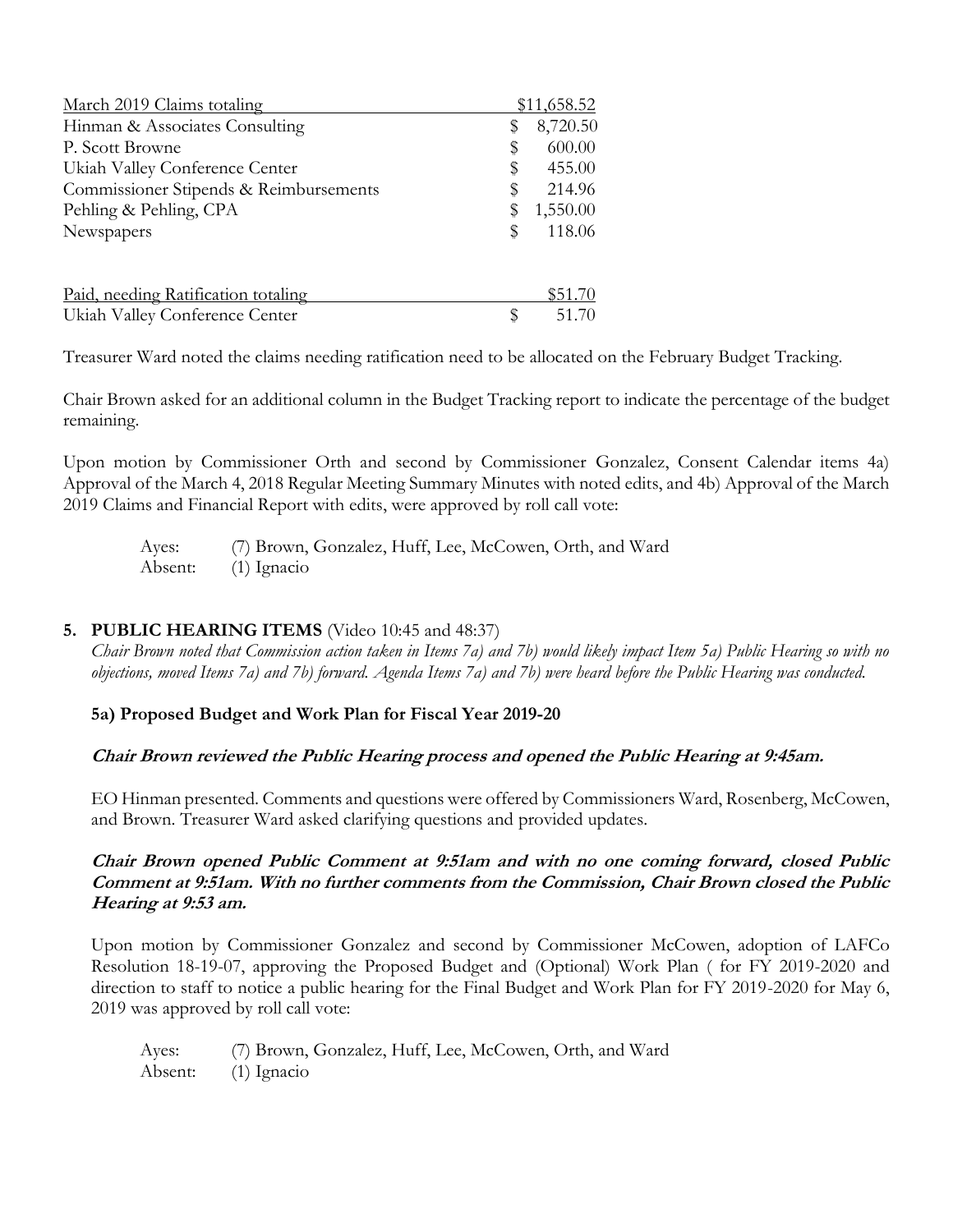| March 2019 Claims totaling | \$11,658.52 |
| --- | --- |
| Hinman & Associates Consulting | \$ 8,720.50 |
| P. Scott Browne | \$ 600.00 |
| Ukiah Valley Conference Center | \$ 455.00 |
| Commissioner Stipends & Reimbursements | \$ 214.96 |
| Pehling & Pehling, CPA | \$ 1,550.00 |
| Newspapers | \$ 118.06 |

| Paid, needing Ratification totaling | \$51.70 |
| --- | --- |
| Ukiah Valley Conference Center | \$ 51.70 |

Treasurer Ward noted the claims needing ratification need to be allocated on the February Budget Tracking.

Chair Brown asked for an additional column in the Budget Tracking report to indicate the percentage of the budget remaining.

Upon motion by Commissioner Orth and second by Commissioner Gonzalez, Consent Calendar items 4a) Approval of the March 4, 2018 Regular Meeting Summary Minutes with noted edits, and 4b) Approval of the March 2019 Claims and Financial Report with edits, were approved by roll call vote:

Ayes: (7) Brown, Gonzalez, Huff, Lee, McCowen, Orth, and Ward
Absent: (1) Ignacio

## 5. PUBLIC HEARING ITEMS (Video 10:45 and 48:37)

*Chair Brown noted that Commission action taken in Items 7a) and 7b) would likely impact Item 5a) Public Hearing so with no objections, moved Items 7a) and 7b) forward. Agenda Items 7a) and 7b) were heard before the Public Hearing was conducted.*

### 5a) Proposed Budget and Work Plan for Fiscal Year 2019-20

***Chair Brown reviewed the Public Hearing process and opened the Public Hearing at 9:45am.***

EO Hinman presented. Comments and questions were offered by Commissioners Ward, Rosenberg, McCowen, and Brown. Treasurer Ward asked clarifying questions and provided updates.

***Chair Brown opened Public Comment at 9:51am and with no one coming forward, closed Public Comment at 9:51am. With no further comments from the Commission, Chair Brown closed the Public Hearing at 9:53 am.***

Upon motion by Commissioner Gonzalez and second by Commissioner McCowen, adoption of LAFCo Resolution 18-19-07, approving the Proposed Budget and (Optional) Work Plan ( for FY 2019-2020 and direction to staff to notice a public hearing for the Final Budget and Work Plan for FY 2019-2020 for May 6, 2019 was approved by roll call vote:

Ayes: (7) Brown, Gonzalez, Huff, Lee, McCowen, Orth, and Ward
Absent: (1) Ignacio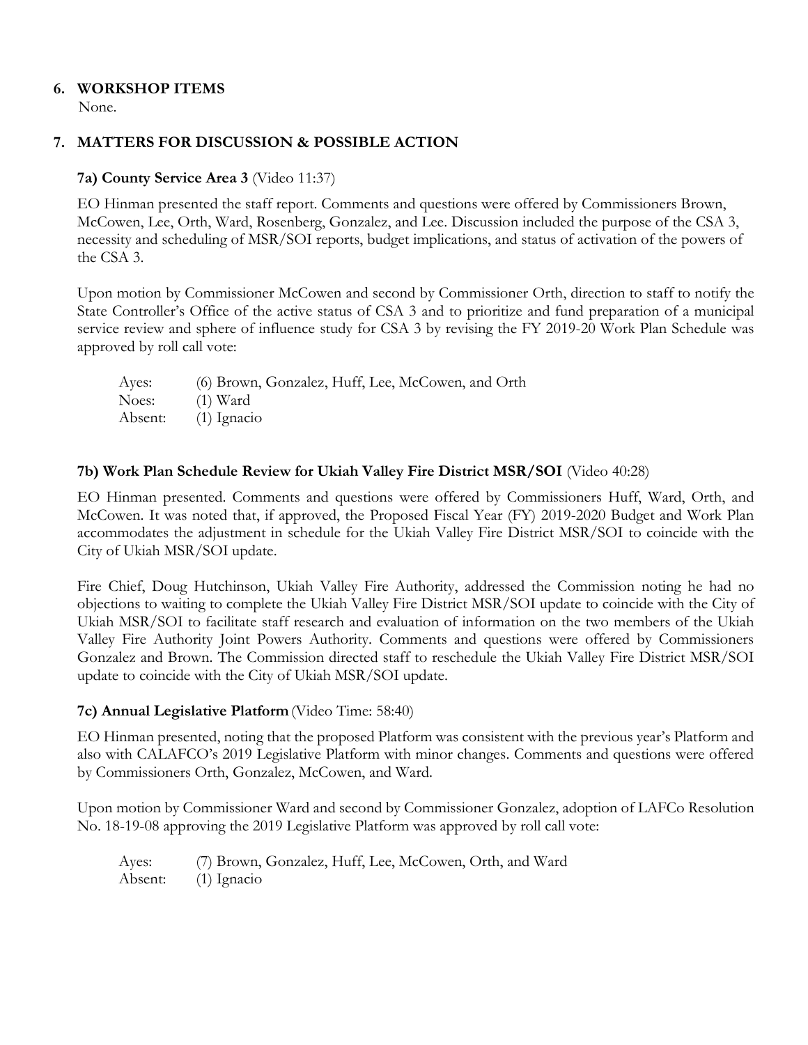## 6. WORKSHOP ITEMS

None.

## 7. MATTERS FOR DISCUSSION & POSSIBLE ACTION

### 7a) County Service Area 3 (Video 11:37)

EO Hinman presented the staff report. Comments and questions were offered by Commissioners Brown, McCowen, Lee, Orth, Ward, Rosenberg, Gonzalez, and Lee. Discussion included the purpose of the CSA 3, necessity and scheduling of MSR/SOI reports, budget implications, and status of activation of the powers of the CSA 3.

Upon motion by Commissioner McCowen and second by Commissioner Orth, direction to staff to notify the State Controller's Office of the active status of CSA 3 and to prioritize and fund preparation of a municipal service review and sphere of influence study for CSA 3 by revising the FY 2019-20 Work Plan Schedule was approved by roll call vote:

Ayes: (6) Brown, Gonzalez, Huff, Lee, McCowen, and Orth
Noes: (1) Ward
Absent: (1) Ignacio

### 7b) Work Plan Schedule Review for Ukiah Valley Fire District MSR/SOI (Video 40:28)

EO Hinman presented. Comments and questions were offered by Commissioners Huff, Ward, Orth, and McCowen. It was noted that, if approved, the Proposed Fiscal Year (FY) 2019-2020 Budget and Work Plan accommodates the adjustment in schedule for the Ukiah Valley Fire District MSR/SOI to coincide with the City of Ukiah MSR/SOI update.

Fire Chief, Doug Hutchinson, Ukiah Valley Fire Authority, addressed the Commission noting he had no objections to waiting to complete the Ukiah Valley Fire District MSR/SOI update to coincide with the City of Ukiah MSR/SOI to facilitate staff research and evaluation of information on the two members of the Ukiah Valley Fire Authority Joint Powers Authority. Comments and questions were offered by Commissioners Gonzalez and Brown. The Commission directed staff to reschedule the Ukiah Valley Fire District MSR/SOI update to coincide with the City of Ukiah MSR/SOI update.

### 7c) Annual Legislative Platform (Video Time: 58:40)

EO Hinman presented, noting that the proposed Platform was consistent with the previous year's Platform and also with CALAFCO's 2019 Legislative Platform with minor changes. Comments and questions were offered by Commissioners Orth, Gonzalez, McCowen, and Ward.

Upon motion by Commissioner Ward and second by Commissioner Gonzalez, adoption of LAFCo Resolution No. 18-19-08 approving the 2019 Legislative Platform was approved by roll call vote:

Ayes: (7) Brown, Gonzalez, Huff, Lee, McCowen, Orth, and Ward
Absent: (1) Ignacio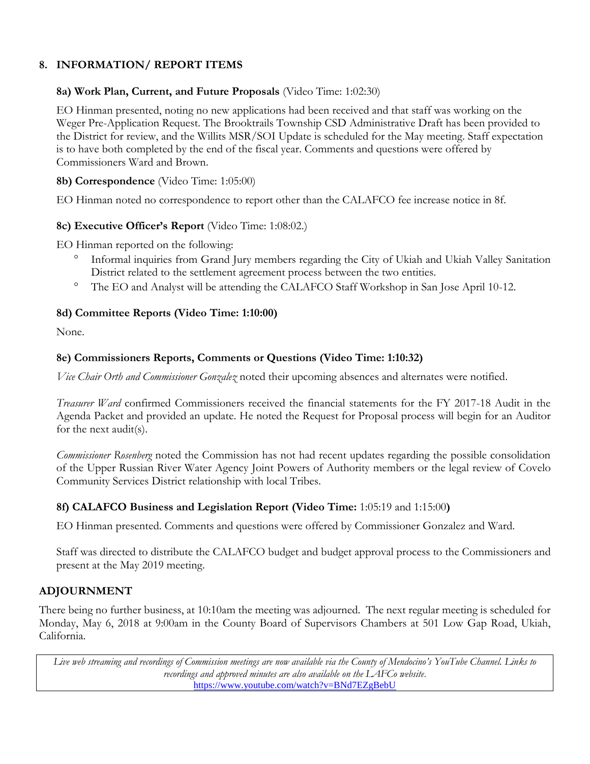## 8. INFORMATION/ REPORT ITEMS

**8a) Work Plan, Current, and Future Proposals** (Video Time: 1:02:30)

EO Hinman presented, noting no new applications had been received and that staff was working on the Weger Pre-Application Request. The Brooktrails Township CSD Administrative Draft has been provided to the District for review, and the Willits MSR/SOI Update is scheduled for the May meeting. Staff expectation is to have both completed by the end of the fiscal year. Comments and questions were offered by Commissioners Ward and Brown.

**8b) Correspondence** (Video Time: 1:05:00)

EO Hinman noted no correspondence to report other than the CALAFCO fee increase notice in 8f.

**8c) Executive Officer's Report** (Video Time: 1:08:02.)

EO Hinman reported on the following:

- Informal inquiries from Grand Jury members regarding the City of Ukiah and Ukiah Valley Sanitation District related to the settlement agreement process between the two entities.
- The EO and Analyst will be attending the CALAFCO Staff Workshop in San Jose April 10-12.

**8d) Committee Reports (Video Time: 1:10:00)**

None.

**8e) Commissioners Reports, Comments or Questions (Video Time: 1:10:32)**

*Vice Chair Orth and Commissioner Gonzalez* noted their upcoming absences and alternates were notified.

*Treasurer Ward* confirmed Commissioners received the financial statements for the FY 2017-18 Audit in the Agenda Packet and provided an update. He noted the Request for Proposal process will begin for an Auditor for the next audit(s).

*Commissioner Rosenberg* noted the Commission has not had recent updates regarding the possible consolidation of the Upper Russian River Water Agency Joint Powers of Authority members or the legal review of Covelo Community Services District relationship with local Tribes.

**8f) CALAFCO Business and Legislation Report (Video Time:** 1:05:19 and 1:15:00**)**

EO Hinman presented. Comments and questions were offered by Commissioner Gonzalez and Ward.

Staff was directed to distribute the CALAFCO budget and budget approval process to the Commissioners and present at the May 2019 meeting.

## ADJOURNMENT

There being no further business, at 10:10am the meeting was adjourned. The next regular meeting is scheduled for Monday, May 6, 2018 at 9:00am in the County Board of Supervisors Chambers at 501 Low Gap Road, Ukiah, California.

*Live web streaming and recordings of Commission meetings are now available via the County of Mendocino's YouTube Channel. Links to recordings and approved minutes are also available on the LAFCo website.*
https://www.youtube.com/watch?v=BNd7EZgBebU